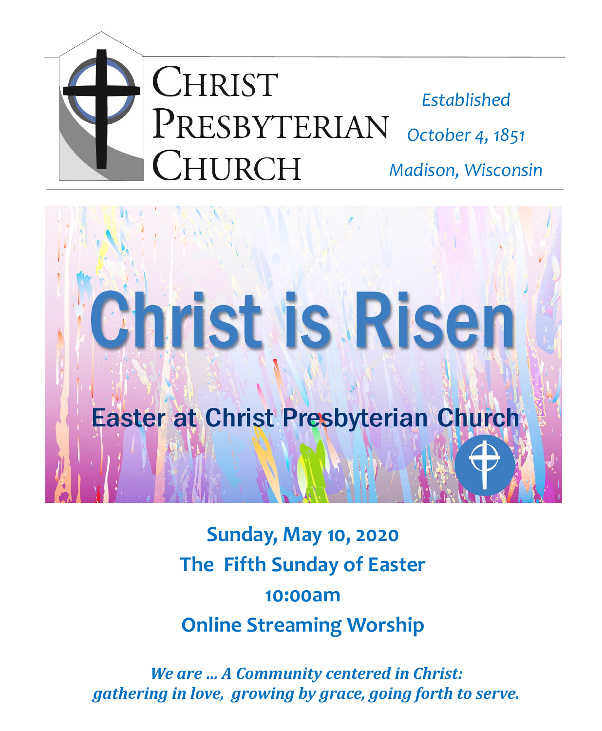# Christ Presbyterian Church

*Established*
*October 4, 1851*
*Madison, Wisconsin*

# Christ is Risen

## Easter at Christ Presbyterian Church

**Sunday, May 10, 2020**

**The Fifth Sunday of Easter**

**10:00am**

**Online Streaming Worship**

***We are … A Community centered in Christ:***
***gathering in love, growing by grace, going forth to serve.***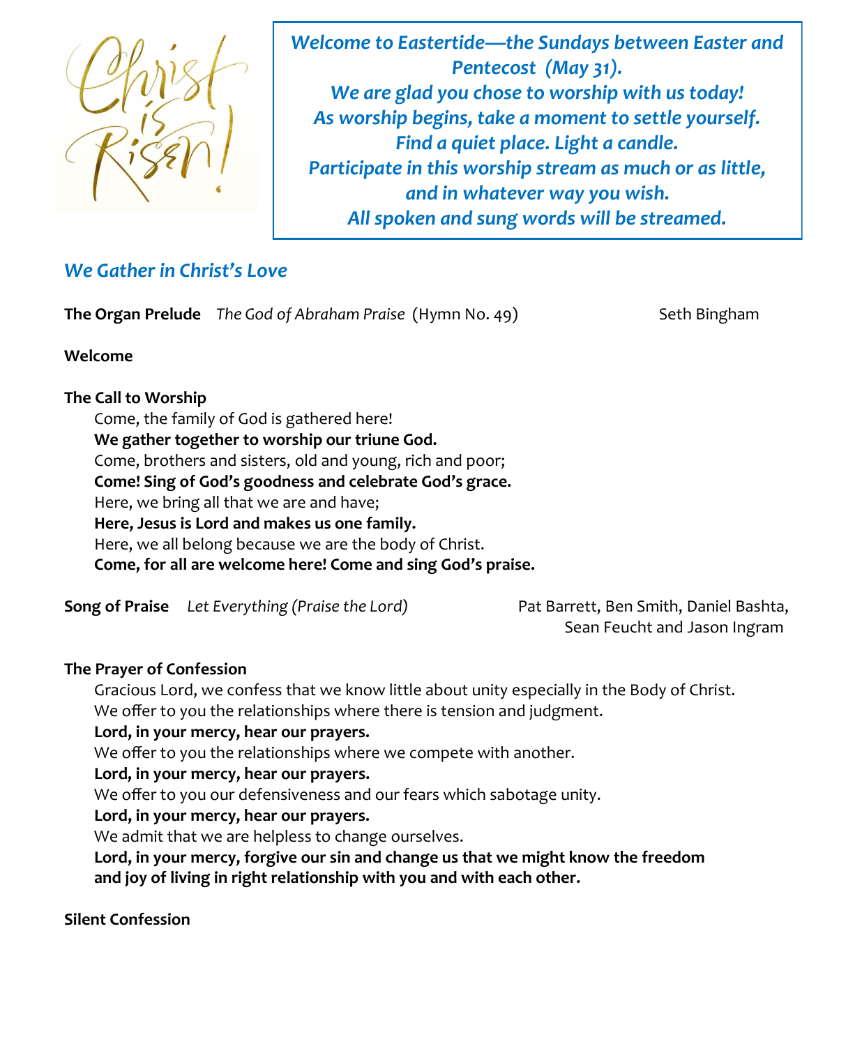***Welcome to Eastertide—the Sundays between Easter and Pentecost (May 31).***
***We are glad you chose to worship with us today!***
***As worship begins, take a moment to settle yourself.***
***Find a quiet place. Light a candle.***
***Participate in this worship stream as much or as little, and in whatever way you wish.***
***All spoken and sung words will be streamed.***

## *We Gather in Christ's Love*

**The Organ Prelude** *The God of Abraham Praise* (Hymn No. 49) Seth Bingham

**Welcome**

**The Call to Worship**

Come, the family of God is gathered here!
**We gather together to worship our triune God.**
Come, brothers and sisters, old and young, rich and poor;
**Come! Sing of God's goodness and celebrate God's grace.**
Here, we bring all that we are and have;
**Here, Jesus is Lord and makes us one family.**
Here, we all belong because we are the body of Christ.
**Come, for all are welcome here! Come and sing God's praise.**

**Song of Praise** *Let Everything (Praise the Lord)* Pat Barrett, Ben Smith, Daniel Bashta, Sean Feucht and Jason Ingram

**The Prayer of Confession**

Gracious Lord, we confess that we know little about unity especially in the Body of Christ.
We offer to you the relationships where there is tension and judgment.
**Lord, in your mercy, hear our prayers.**
We offer to you the relationships where we compete with another.
**Lord, in your mercy, hear our prayers.**
We offer to you our defensiveness and our fears which sabotage unity.
**Lord, in your mercy, hear our prayers.**
We admit that we are helpless to change ourselves.
**Lord, in your mercy, forgive our sin and change us that we might know the freedom and joy of living in right relationship with you and with each other.**

**Silent Confession**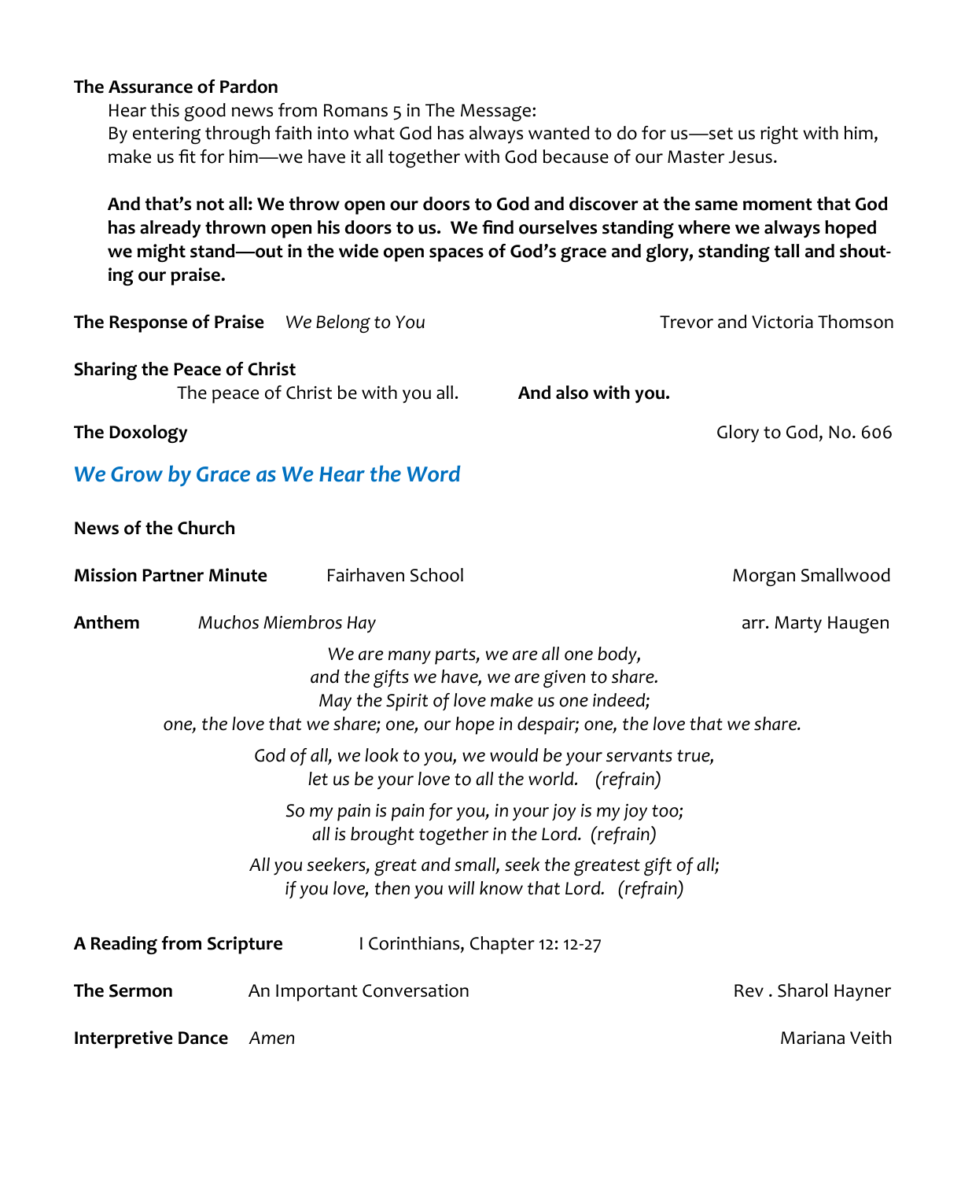**The Assurance of Pardon**

Hear this good news from Romans 5 in The Message:
By entering through faith into what God has always wanted to do for us—set us right with him, make us fit for him—we have it all together with God because of our Master Jesus.

**And that's not all: We throw open our doors to God and discover at the same moment that God has already thrown open his doors to us. We find ourselves standing where we always hoped we might stand—out in the wide open spaces of God's grace and glory, standing tall and shouting our praise.**

**The Response of Praise** *We Belong to You* Trevor and Victoria Thomson

**Sharing the Peace of Christ**

The peace of Christ be with you all. **And also with you.**

**The Doxology** Glory to God, No. 606

## *We Grow by Grace as We Hear the Word*

**News of the Church**

**Mission Partner Minute** Fairhaven School Morgan Smallwood

**Anthem** *Muchos Miembros Hay* arr. Marty Haugen

*We are many parts, we are all one body,*
*and the gifts we have, we are given to share.*
*May the Spirit of love make us one indeed;*
*one, the love that we share; one, our hope in despair; one, the love that we share.*

*God of all, we look to you, we would be your servants true,*
*let us be your love to all the world. (refrain)*

*So my pain is pain for you, in your joy is my joy too;*
*all is brought together in the Lord. (refrain)*

*All you seekers, great and small, seek the greatest gift of all;*
*if you love, then you will know that Lord. (refrain)*

**A Reading from Scripture** I Corinthians, Chapter 12: 12-27

**The Sermon** An Important Conversation Rev . Sharol Hayner

**Interpretive Dance** *Amen* Mariana Veith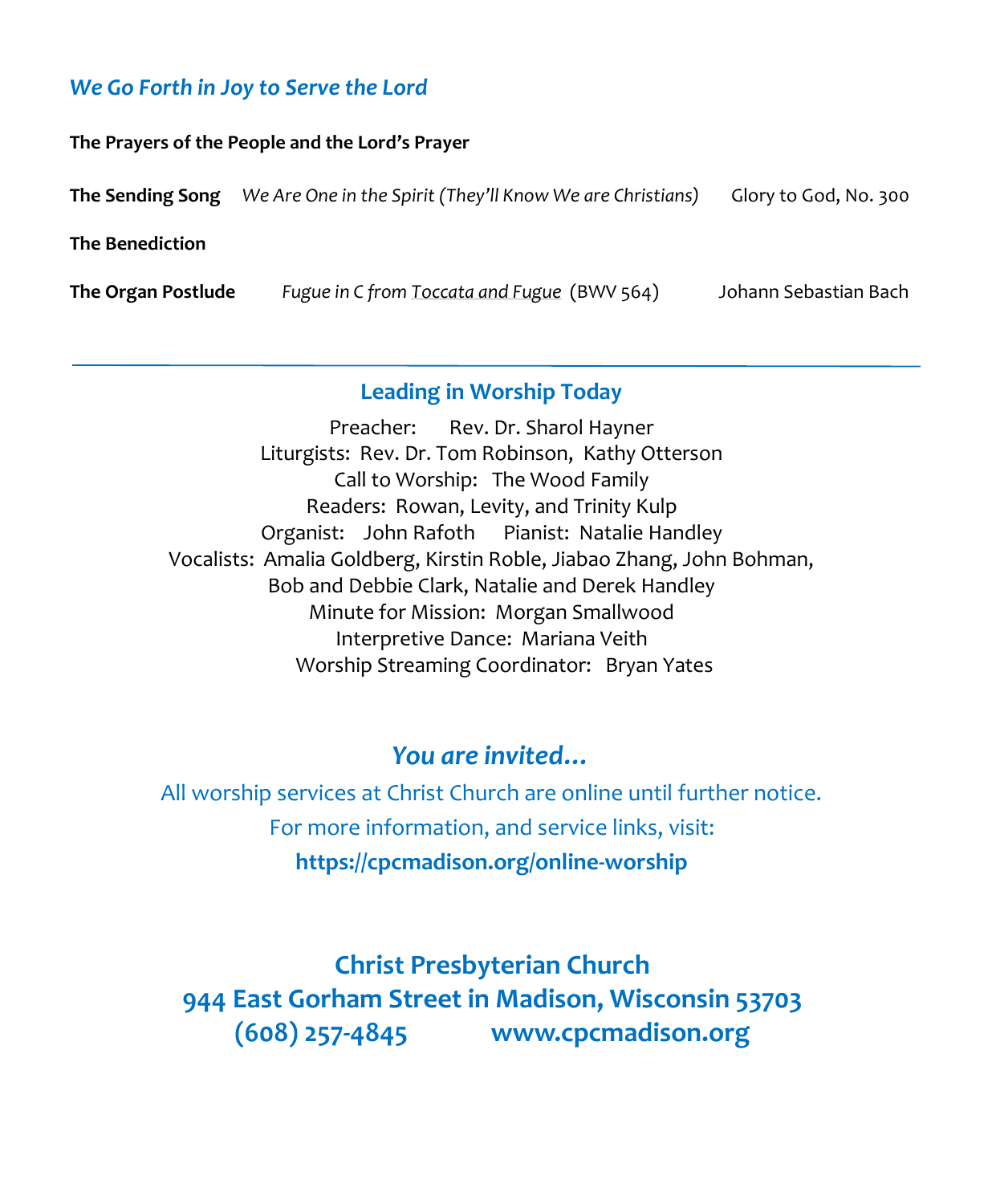## *We Go Forth in Joy to Serve the Lord*

**The Prayers of the People and the Lord's Prayer**

**The Sending Song** *We Are One in the Spirit (They'll Know We are Christians)* Glory to God, No. 300

**The Benediction**

**The Organ Postlude** *Fugue in C from Toccata and Fugue* (BWV 564) Johann Sebastian Bach

---

### Leading in Worship Today

Preacher: Rev. Dr. Sharol Hayner
Liturgists: Rev. Dr. Tom Robinson, Kathy Otterson
Call to Worship: The Wood Family
Readers: Rowan, Levity, and Trinity Kulp
Organist: John Rafoth Pianist: Natalie Handley
Vocalists: Amalia Goldberg, Kirstin Roble, Jiabao Zhang, John Bohman, Bob and Debbie Clark, Natalie and Derek Handley
Minute for Mission: Morgan Smallwood
Interpretive Dance: Mariana Veith
Worship Streaming Coordinator: Bryan Yates

## *You are invited…*

All worship services at Christ Church are online until further notice.
For more information, and service links, visit:
**https://cpcmadison.org/online-worship**

**Christ Presbyterian Church**
**944 East Gorham Street in Madison, Wisconsin 53703**
**(608) 257-4845 www.cpcmadison.org**